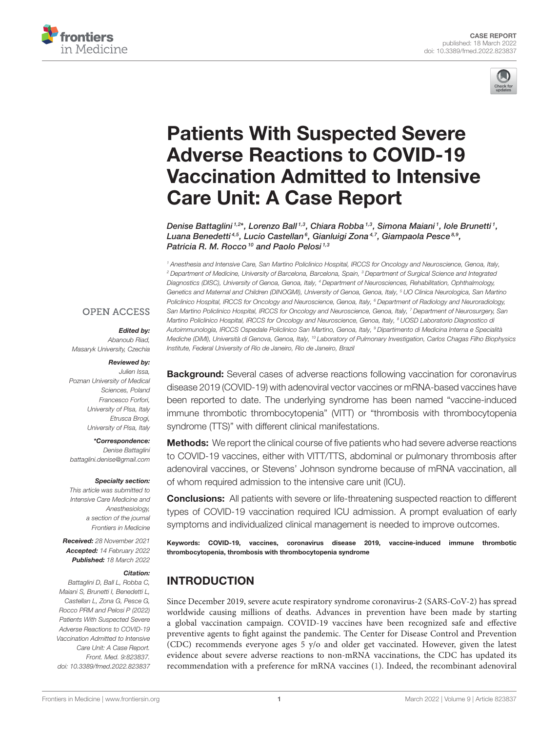CASE REPORT
published: 18 March 2022
doi: 10.3389/fmed.2022.823837

# Patients With Suspected Severe Adverse Reactions to COVID-19 Vaccination Admitted to Intensive Care Unit: A Case Report

*Denise Battaglini[1,2]\*, Lorenzo Ball[1,3], Chiara Robba[1,3], Simona Maiani[1], Iole Brunetti[1], Luana Benedetti[4,5], Lucio Castellan[6], Gianluigi Zona[4,7], Giampaola Pesce[8,9], Patricia R. M. Rocco[10] and Paolo Pelosi[1,3]*

[1] Anesthesia and Intensive Care, San Martino Policlinico Hospital, IRCCS for Oncology and Neuroscience, Genoa, Italy, [2] Department of Medicine, University of Barcelona, Barcelona, Spain, [3] Department of Surgical Science and Integrated Diagnostics (DISC), University of Genoa, Genoa, Italy, [4] Department of Neurosciences, Rehabilitation, Ophthalmology, Genetics and Maternal and Children (DINOGMI), University of Genoa, Genoa, Italy, [5] UO Clinica Neurologica, San Martino Policlinico Hospital, IRCCS for Oncology and Neuroscience, Genoa, Italy, [6] Department of Radiology and Neuroradiology, San Martino Policlinico Hospital, IRCCS for Oncology and Neuroscience, Genoa, Italy, [7] Department of Neurosurgery, San Martino Policlinico Hospital, IRCCS for Oncology and Neuroscience, Genoa, Italy, [8] UOSD Laboratorio Diagnostico di Autoimmunologia, IRCCS Ospedale Policlinico San Martino, Genoa, Italy, [9] Dipartimento di Medicina Interna e Specialità Mediche (DiMI), Università di Genova, Genoa, Italy, [10] Laboratory of Pulmonary Investigation, Carlos Chagas Filho Biophysics Institute, Federal University of Rio de Janeiro, Rio de Janeiro, Brazil

OPEN ACCESS

**Edited by:**
Abanoub Riad,
Masaryk University, Czechia

**Reviewed by:**
Julien Issa,
Poznan University of Medical Sciences, Poland
Francesco Forfori,
University of Pisa, Italy
Etrusca Brogi,
University of Pisa, Italy

**\*Correspondence:**
Denise Battaglini
battaglini.denise@gmail.com

**Specialty section:**
This article was submitted to Intensive Care Medicine and Anesthesiology, a section of the journal Frontiers in Medicine

**Received:** 28 November 2021
**Accepted:** 14 February 2022
**Published:** 18 March 2022

**Citation:**
Battaglini D, Ball L, Robba C, Maiani S, Brunetti I, Benedetti L, Castellan L, Zona G, Pesce G, Rocco PRM and Pelosi P (2022) Patients With Suspected Severe Adverse Reactions to COVID-19 Vaccination Admitted to Intensive Care Unit: A Case Report. Front. Med. 9:823837. doi: 10.3389/fmed.2022.823837

**Background:** Several cases of adverse reactions following vaccination for coronavirus disease 2019 (COVID-19) with adenoviral vector vaccines or mRNA-based vaccines have been reported to date. The underlying syndrome has been named "vaccine-induced immune thrombotic thrombocytopenia" (VITT) or "thrombosis with thrombocytopenia syndrome (TTS)" with different clinical manifestations.

**Methods:** We report the clinical course of five patients who had severe adverse reactions to COVID-19 vaccines, either with VITT/TTS, abdominal or pulmonary thrombosis after adenoviral vaccines, or Stevens' Johnson syndrome because of mRNA vaccination, all of whom required admission to the intensive care unit (ICU).

**Conclusions:** All patients with severe or life-threatening suspected reaction to different types of COVID-19 vaccination required ICU admission. A prompt evaluation of early symptoms and individualized clinical management is needed to improve outcomes.

**Keywords:** COVID-19, vaccines, coronavirus disease 2019, vaccine-induced immune thrombotic thrombocytopenia, thrombosis with thrombocytopenia syndrome

## INTRODUCTION

Since December 2019, severe acute respiratory syndrome coronavirus-2 (SARS-CoV-2) has spread worldwide causing millions of deaths. Advances in prevention have been made by starting a global vaccination campaign. COVID-19 vaccines have been recognized safe and effective preventive agents to fight against the pandemic. The Center for Disease Control and Prevention (CDC) recommends everyone ages 5 y/o and older get vaccinated. However, given the latest evidence about severe adverse reactions to non-mRNA vaccinations, the CDC has updated its recommendation with a preference for mRNA vaccines (1). Indeed, the recombinant adenoviral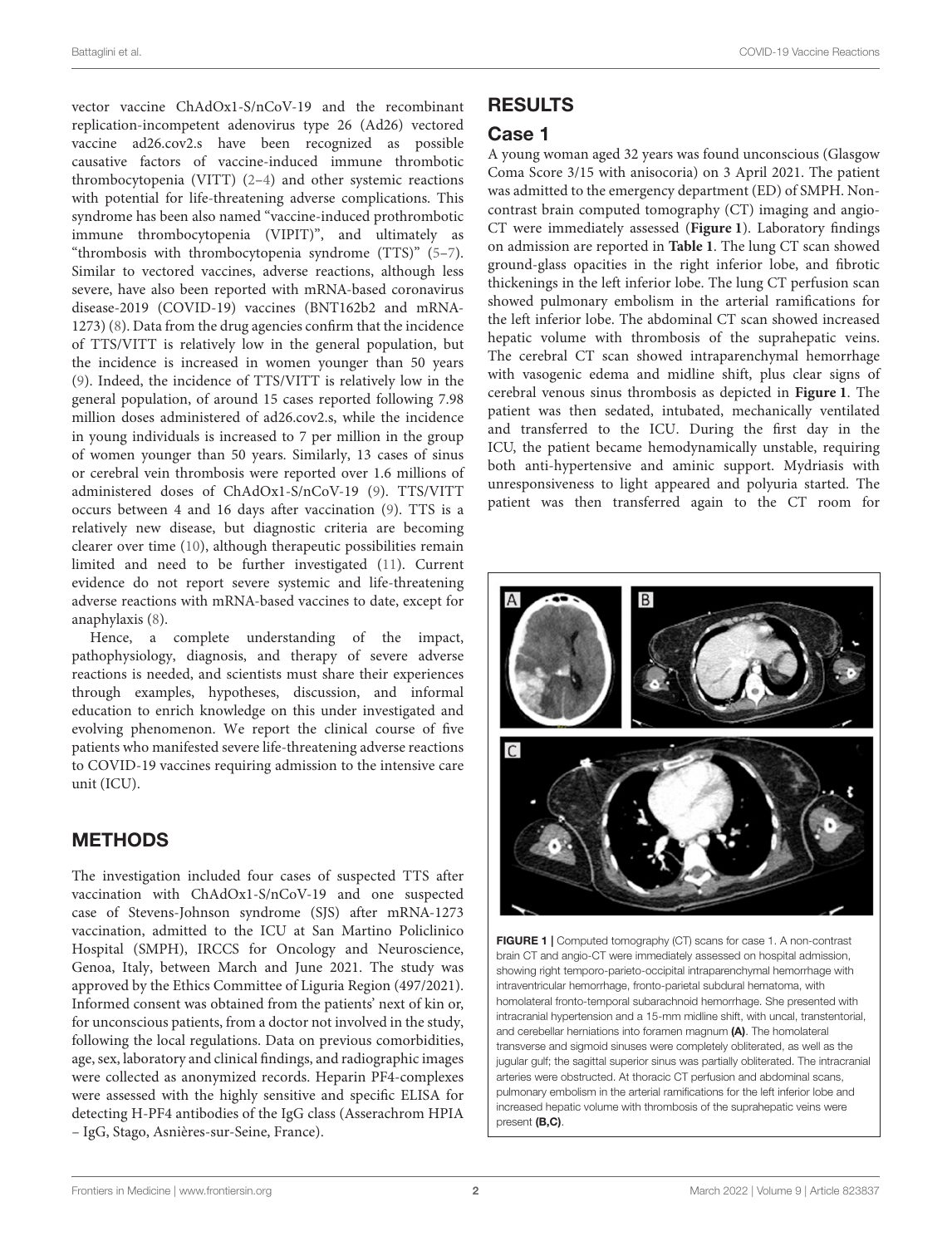vector vaccine ChAdOx1-S/nCoV-19 and the recombinant replication-incompetent adenovirus type 26 (Ad26) vectored vaccine ad26.cov2.s have been recognized as possible causative factors of vaccine-induced immune thrombotic thrombocytopenia (VITT) (2–4) and other systemic reactions with potential for life-threatening adverse complications. This syndrome has been also named "vaccine-induced prothrombotic immune thrombocytopenia (VIPIT)", and ultimately as "thrombosis with thrombocytopenia syndrome (TTS)" (5–7). Similar to vectored vaccines, adverse reactions, although less severe, have also been reported with mRNA-based coronavirus disease-2019 (COVID-19) vaccines (BNT162b2 and mRNA-1273) (8). Data from the drug agencies confirm that the incidence of TTS/VITT is relatively low in the general population, but the incidence is increased in women younger than 50 years (9). Indeed, the incidence of TTS/VITT is relatively low in the general population, of around 15 cases reported following 7.98 million doses administered of ad26.cov2.s, while the incidence in young individuals is increased to 7 per million in the group of women younger than 50 years. Similarly, 13 cases of sinus or cerebral vein thrombosis were reported over 1.6 millions of administered doses of ChAdOx1-S/nCoV-19 (9). TTS/VITT occurs between 4 and 16 days after vaccination (9). TTS is a relatively new disease, but diagnostic criteria are becoming clearer over time (10), although therapeutic possibilities remain limited and need to be further investigated (11). Current evidence do not report severe systemic and life-threatening adverse reactions with mRNA-based vaccines to date, except for anaphylaxis (8).

Hence, a complete understanding of the impact, pathophysiology, diagnosis, and therapy of severe adverse reactions is needed, and scientists must share their experiences through examples, hypotheses, discussion, and informal education to enrich knowledge on this under investigated and evolving phenomenon. We report the clinical course of five patients who manifested severe life-threatening adverse reactions to COVID-19 vaccines requiring admission to the intensive care unit (ICU).

## METHODS

The investigation included four cases of suspected TTS after vaccination with ChAdOx1-S/nCoV-19 and one suspected case of Stevens-Johnson syndrome (SJS) after mRNA-1273 vaccination, admitted to the ICU at San Martino Policlinico Hospital (SMPH), IRCCS for Oncology and Neuroscience, Genoa, Italy, between March and June 2021. The study was approved by the Ethics Committee of Liguria Region (497/2021). Informed consent was obtained from the patients' next of kin or, for unconscious patients, from a doctor not involved in the study, following the local regulations. Data on previous comorbidities, age, sex, laboratory and clinical findings, and radiographic images were collected as anonymized records. Heparin PF4-complexes were assessed with the highly sensitive and specific ELISA for detecting H-PF4 antibodies of the IgG class (Asserachrom HPIA – IgG, Stago, Asnières-sur-Seine, France).

## RESULTS

### Case 1

A young woman aged 32 years was found unconscious (Glasgow Coma Score 3/15 with anisocoria) on 3 April 2021. The patient was admitted to the emergency department (ED) of SMPH. Non-contrast brain computed tomography (CT) imaging and angio-CT were immediately assessed (**Figure 1**). Laboratory findings on admission are reported in **Table 1**. The lung CT scan showed ground-glass opacities in the right inferior lobe, and fibrotic thickenings in the left inferior lobe. The lung CT perfusion scan showed pulmonary embolism in the arterial ramifications for the left inferior lobe. The abdominal CT scan showed increased hepatic volume with thrombosis of the suprahepatic veins. The cerebral CT scan showed intraparenchymal hemorrhage with vasogenic edema and midline shift, plus clear signs of cerebral venous sinus thrombosis as depicted in **Figure 1**. The patient was then sedated, intubated, mechanically ventilated and transferred to the ICU. During the first day in the ICU, the patient became hemodynamically unstable, requiring both anti-hypertensive and aminic support. Mydriasis with unresponsiveness to light appeared and polyuria started. The patient was then transferred again to the CT room for

**FIGURE 1** | Computed tomography (CT) scans for case 1. A non-contrast brain CT and angio-CT were immediately assessed on hospital admission, showing right temporo-parieto-occipital intraparenchymal hemorrhage with intraventricular hemorrhage, fronto-parietal subdural hematoma, with homolateral fronto-temporal subarachnoid hemorrhage. She presented with intracranial hypertension and a 15-mm midline shift, with uncal, transtentorial, and cerebellar herniations into foramen magnum **(A)**. The homolateral transverse and sigmoid sinuses were completely obliterated, as well as the jugular gulf; the sagittal superior sinus was partially obliterated. The intracranial arteries were obstructed. At thoracic CT perfusion and abdominal scans, pulmonary embolism in the arterial ramifications for the left inferior lobe and increased hepatic volume with thrombosis of the suprahepatic veins were present **(B,C)**.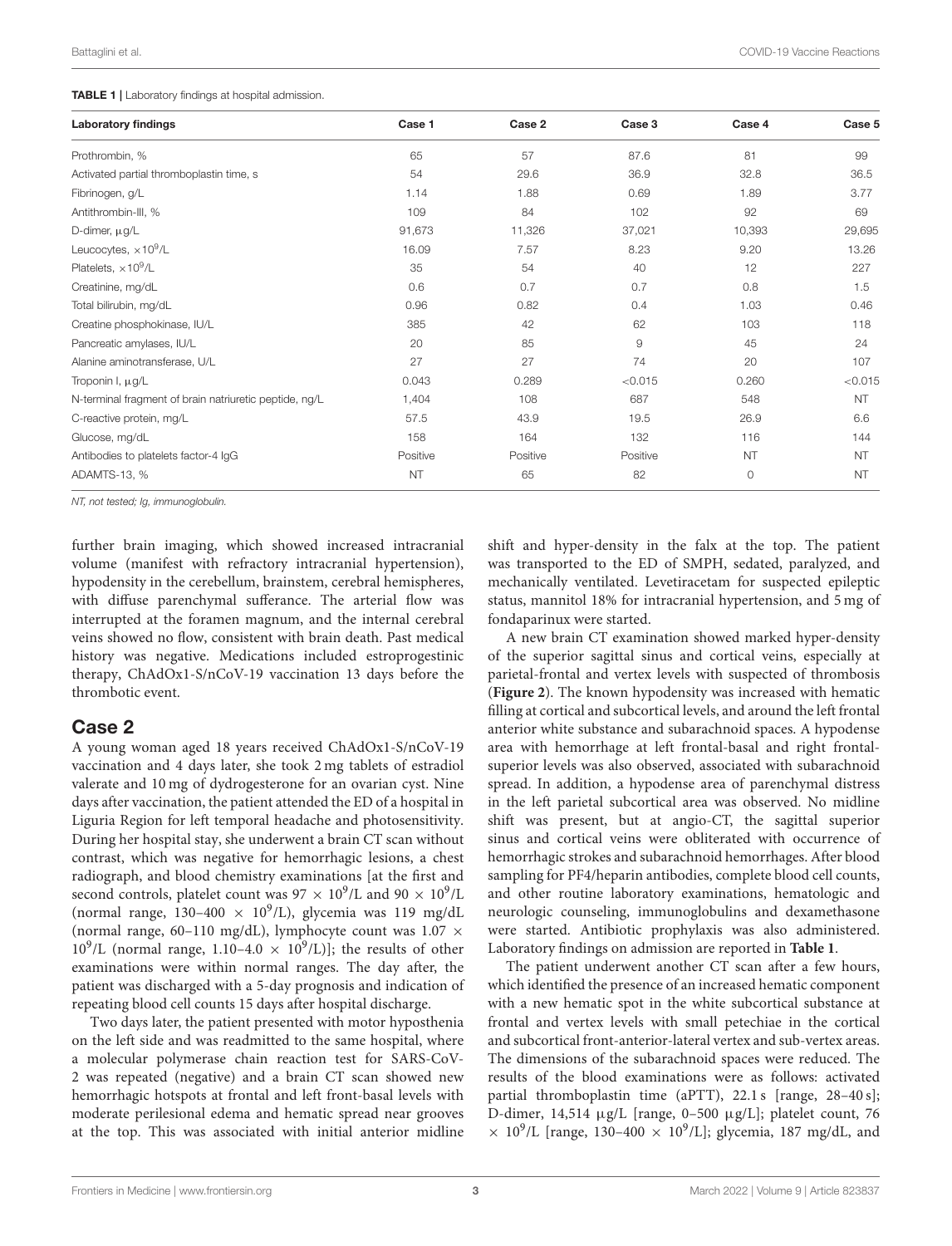**TABLE 1** | Laboratory findings at hospital admission.

| Laboratory findings | Case 1 | Case 2 | Case 3 | Case 4 | Case 5 |
|---|---|---|---|---|---|
| Prothrombin, % | 65 | 57 | 87.6 | 81 | 99 |
| Activated partial thromboplastin time, s | 54 | 29.6 | 36.9 | 32.8 | 36.5 |
| Fibrinogen, g/L | 1.14 | 1.88 | 0.69 | 1.89 | 3.77 |
| Antithrombin-III, % | 109 | 84 | 102 | 92 | 69 |
| D-dimer, μg/L | 91,673 | 11,326 | 37,021 | 10,393 | 29,695 |
| Leucocytes, $\times 10^9$/L | 16.09 | 7.57 | 8.23 | 9.20 | 13.26 |
| Platelets, $\times 10^9$/L | 35 | 54 | 40 | 12 | 227 |
| Creatinine, mg/dL | 0.6 | 0.7 | 0.7 | 0.8 | 1.5 |
| Total bilirubin, mg/dL | 0.96 | 0.82 | 0.4 | 1.03 | 0.46 |
| Creatine phosphokinase, IU/L | 385 | 42 | 62 | 103 | 118 |
| Pancreatic amylases, IU/L | 20 | 85 | 9 | 45 | 24 |
| Alanine aminotransferase, U/L | 27 | 27 | 74 | 20 | 107 |
| Troponin I, μg/L | 0.043 | 0.289 | <0.015 | 0.260 | <0.015 |
| N-terminal fragment of brain natriuretic peptide, ng/L | 1,404 | 108 | 687 | 548 | NT |
| C-reactive protein, mg/L | 57.5 | 43.9 | 19.5 | 26.9 | 6.6 |
| Glucose, mg/dL | 158 | 164 | 132 | 116 | 144 |
| Antibodies to platelets factor-4 IgG | Positive | Positive | Positive | NT | NT |
| ADAMTS-13, % | NT | 65 | 82 | 0 | NT |

*NT, not tested; Ig, immunoglobulin.*

further brain imaging, which showed increased intracranial volume (manifest with refractory intracranial hypertension), hypodensity in the cerebellum, brainstem, cerebral hemispheres, with diffuse parenchymal sufferance. The arterial flow was interrupted at the foramen magnum, and the internal cerebral veins showed no flow, consistent with brain death. Past medical history was negative. Medications included estroprogestinic therapy, ChAdOx1-S/nCoV-19 vaccination 13 days before the thrombotic event.

## Case 2

A young woman aged 18 years received ChAdOx1-S/nCoV-19 vaccination and 4 days later, she took 2 mg tablets of estradiol valerate and 10 mg of dydrogesterone for an ovarian cyst. Nine days after vaccination, the patient attended the ED of a hospital in Liguria Region for left temporal headache and photosensitivity. During her hospital stay, she underwent a brain CT scan without contrast, which was negative for hemorrhagic lesions, a chest radiograph, and blood chemistry examinations [at the first and second controls, platelet count was $97 \times 10^9$/L and $90 \times 10^9$/L (normal range, 130–400 $\times 10^9$/L), glycemia was 119 mg/dL (normal range, 60–110 mg/dL), lymphocyte count was $1.07 \times 10^9$/L (normal range, 1.10–4.0 $\times 10^9$/L)]; the results of other examinations were within normal ranges. The day after, the patient was discharged with a 5-day prognosis and indication of repeating blood cell counts 15 days after hospital discharge.

Two days later, the patient presented with motor hyposthenia on the left side and was readmitted to the same hospital, where a molecular polymerase chain reaction test for SARS-CoV-2 was repeated (negative) and a brain CT scan showed new hemorrhagic hotspots at frontal and left front-basal levels with moderate perilesional edema and hematic spread near grooves at the top. This was associated with initial anterior midline shift and hyper-density in the falx at the top. The patient was transported to the ED of SMPH, sedated, paralyzed, and mechanically ventilated. Levetiracetam for suspected epileptic status, mannitol 18% for intracranial hypertension, and 5 mg of fondaparinux were started.

A new brain CT examination showed marked hyper-density of the superior sagittal sinus and cortical veins, especially at parietal-frontal and vertex levels with suspected of thrombosis (**Figure 2**). The known hypodensity was increased with hematic filling at cortical and subcortical levels, and around the left frontal anterior white substance and subarachnoid spaces. A hypodense area with hemorrhage at left frontal-basal and right frontal-superior levels was also observed, associated with subarachnoid spread. In addition, a hypodense area of parenchymal distress in the left parietal subcortical area was observed. No midline shift was present, but at angio-CT, the sagittal superior sinus and cortical veins were obliterated with occurrence of hemorrhagic strokes and subarachnoid hemorrhages. After blood sampling for PF4/heparin antibodies, complete blood cell counts, and other routine laboratory examinations, hematologic and neurologic counseling, immunoglobulins and dexamethasone were started. Antibiotic prophylaxis was also administered. Laboratory findings on admission are reported in **Table 1**.

The patient underwent another CT scan after a few hours, which identified the presence of an increased hematic component with a new hematic spot in the white subcortical substance at frontal and vertex levels with small petechiae in the cortical and subcortical front-anterior-lateral vertex and sub-vertex areas. The dimensions of the subarachnoid spaces were reduced. The results of the blood examinations were as follows: activated partial thromboplastin time (aPTT), 22.1 s [range, 28–40 s]; D-dimer, 14,514 μg/L [range, 0–500 μg/L]; platelet count, 76 $\times 10^9$/L [range, 130–400 $\times 10^9$/L]; glycemia, 187 mg/dL, and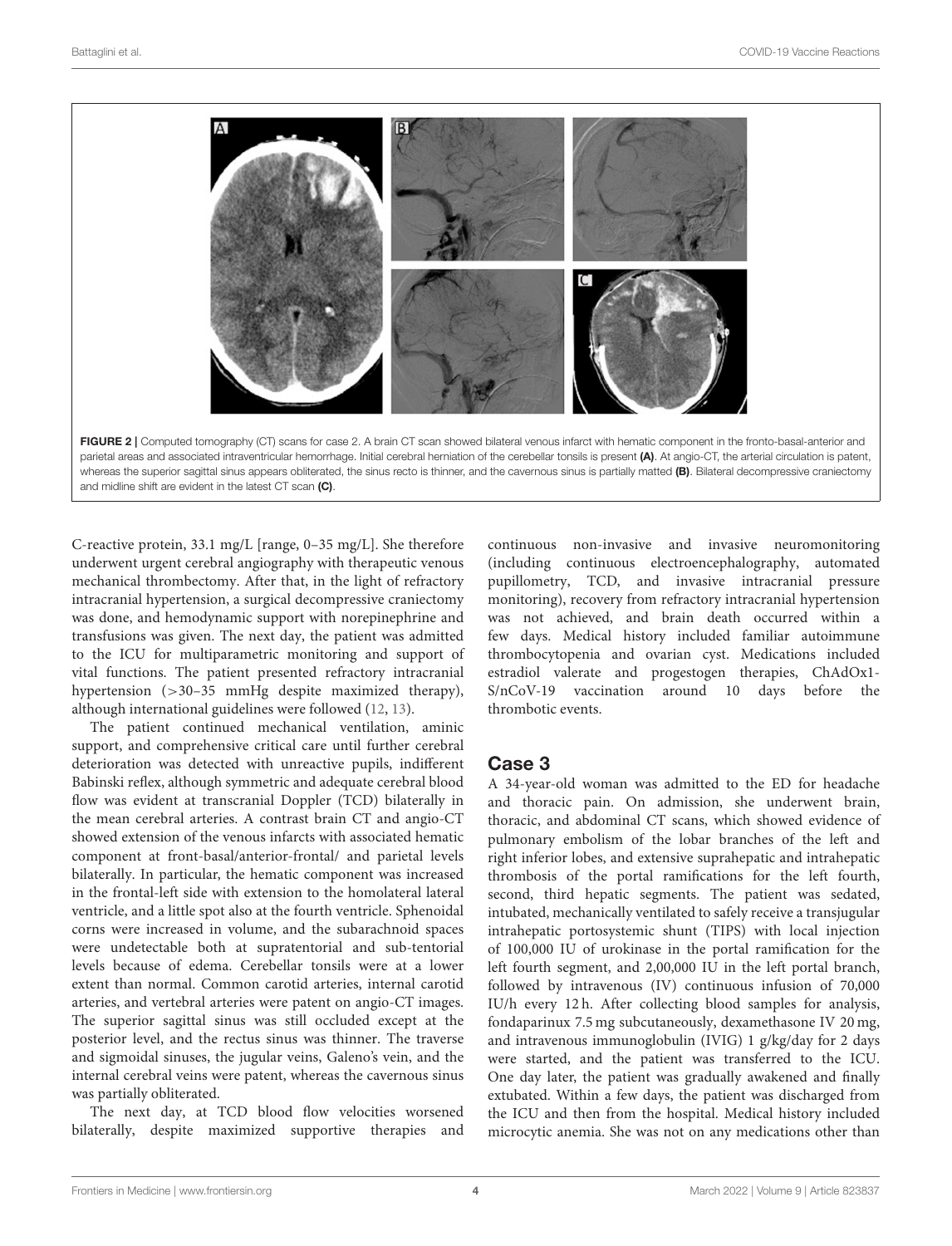FIGURE 2 | Computed tomography (CT) scans for case 2. A brain CT scan showed bilateral venous infarct with hematic component in the fronto-basal-anterior and parietal areas and associated intraventricular hemorrhage. Initial cerebral herniation of the cerebellar tonsils is present **(A)**. At angio-CT, the arterial circulation is patent, whereas the superior sagittal sinus appears obliterated, the sinus recto is thinner, and the cavernous sinus is partially matted **(B)**. Bilateral decompressive craniectomy and midline shift are evident in the latest CT scan **(C)**.

C-reactive protein, 33.1 mg/L [range, 0–35 mg/L]. She therefore underwent urgent cerebral angiography with therapeutic venous mechanical thrombectomy. After that, in the light of refractory intracranial hypertension, a surgical decompressive craniectomy was done, and hemodynamic support with norepinephrine and transfusions was given. The next day, the patient was admitted to the ICU for multiparametric monitoring and support of vital functions. The patient presented refractory intracranial hypertension (>30–35 mmHg despite maximized therapy), although international guidelines were followed (12, 13).

The patient continued mechanical ventilation, aminic support, and comprehensive critical care until further cerebral deterioration was detected with unreactive pupils, indifferent Babinski reflex, although symmetric and adequate cerebral blood flow was evident at transcranial Doppler (TCD) bilaterally in the mean cerebral arteries. A contrast brain CT and angio-CT showed extension of the venous infarcts with associated hematic component at front-basal/anterior-frontal/ and parietal levels bilaterally. In particular, the hematic component was increased in the frontal-left side with extension to the homolateral lateral ventricle, and a little spot also at the fourth ventricle. Sphenoidal corns were increased in volume, and the subarachnoid spaces were undetectable both at supratentorial and sub-tentorial levels because of edema. Cerebellar tonsils were at a lower extent than normal. Common carotid arteries, internal carotid arteries, and vertebral arteries were patent on angio-CT images. The superior sagittal sinus was still occluded except at the posterior level, and the rectus sinus was thinner. The traverse and sigmoidal sinuses, the jugular veins, Galeno's vein, and the internal cerebral veins were patent, whereas the cavernous sinus was partially obliterated.

The next day, at TCD blood flow velocities worsened bilaterally, despite maximized supportive therapies and continuous non-invasive and invasive neuromonitoring (including continuous electroencephalography, automated pupillometry, TCD, and invasive intracranial pressure monitoring), recovery from refractory intracranial hypertension was not achieved, and brain death occurred within a few days. Medical history included familiar autoimmune thrombocytopenia and ovarian cyst. Medications included estradiol valerate and progestogen therapies, ChAdOx1-S/nCoV-19 vaccination around 10 days before the thrombotic events.

## Case 3

A 34-year-old woman was admitted to the ED for headache and thoracic pain. On admission, she underwent brain, thoracic, and abdominal CT scans, which showed evidence of pulmonary embolism of the lobar branches of the left and right inferior lobes, and extensive suprahepatic and intrahepatic thrombosis of the portal ramifications for the left fourth, second, third hepatic segments. The patient was sedated, intubated, mechanically ventilated to safely receive a transjugular intrahepatic portosystemic shunt (TIPS) with local injection of 100,000 IU of urokinase in the portal ramification for the left fourth segment, and 2,00,000 IU in the left portal branch, followed by intravenous (IV) continuous infusion of 70,000 IU/h every 12 h. After collecting blood samples for analysis, fondaparinux 7.5 mg subcutaneously, dexamethasone IV 20 mg, and intravenous immunoglobulin (IVIG) 1 g/kg/day for 2 days were started, and the patient was transferred to the ICU. One day later, the patient was gradually awakened and finally extubated. Within a few days, the patient was discharged from the ICU and then from the hospital. Medical history included microcytic anemia. She was not on any medications other than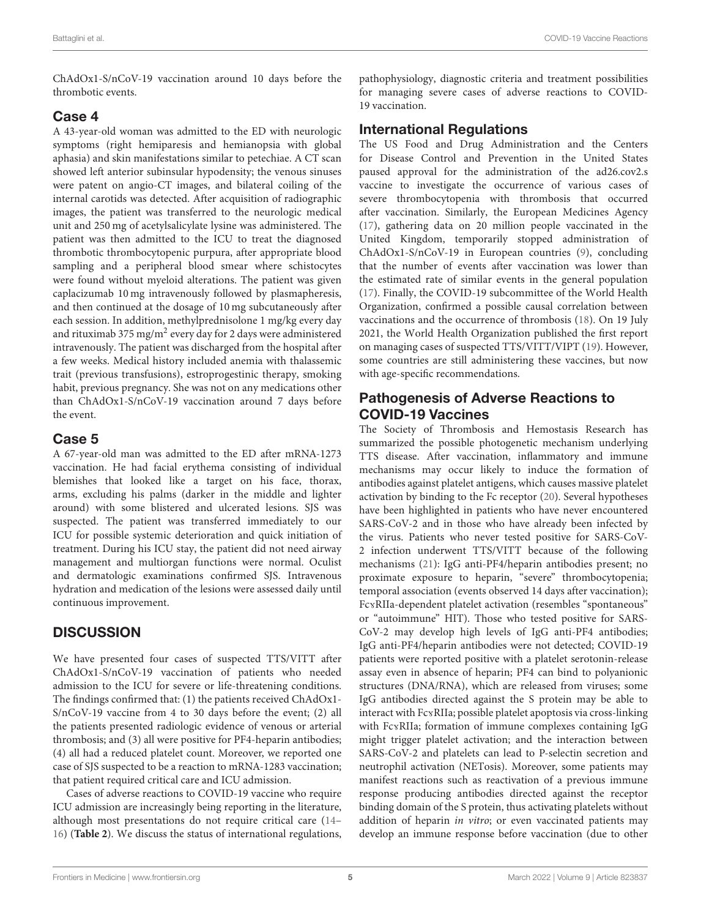ChAdOx1-S/nCoV-19 vaccination around 10 days before the thrombotic events.

## Case 4

A 43-year-old woman was admitted to the ED with neurologic symptoms (right hemiparesis and hemianopsia with global aphasia) and skin manifestations similar to petechiae. A CT scan showed left anterior subinsular hypodensity; the venous sinuses were patent on angio-CT images, and bilateral coiling of the internal carotids was detected. After acquisition of radiographic images, the patient was transferred to the neurologic medical unit and 250 mg of acetylsalicylate lysine was administered. The patient was then admitted to the ICU to treat the diagnosed thrombotic thrombocytopenic purpura, after appropriate blood sampling and a peripheral blood smear where schistocytes were found without myeloid alterations. The patient was given caplacizumab 10 mg intravenously followed by plasmapheresis, and then continued at the dosage of 10 mg subcutaneously after each session. In addition, methylprednisolone 1 mg/kg every day and rituximab 375 mg/m$^2$ every day for 2 days were administered intravenously. The patient was discharged from the hospital after a few weeks. Medical history included anemia with thalassemic trait (previous transfusions), estroprogestinic therapy, smoking habit, previous pregnancy. She was not on any medications other than ChAdOx1-S/nCoV-19 vaccination around 7 days before the event.

## Case 5

A 67-year-old man was admitted to the ED after mRNA-1273 vaccination. He had facial erythema consisting of individual blemishes that looked like a target on his face, thorax, arms, excluding his palms (darker in the middle and lighter around) with some blistered and ulcerated lesions. SJS was suspected. The patient was transferred immediately to our ICU for possible systemic deterioration and quick initiation of treatment. During his ICU stay, the patient did not need airway management and multiorgan functions were normal. Oculist and dermatologic examinations confirmed SJS. Intravenous hydration and medication of the lesions were assessed daily until continuous improvement.

# DISCUSSION

We have presented four cases of suspected TTS/VITT after ChAdOx1-S/nCoV-19 vaccination of patients who needed admission to the ICU for severe or life-threatening conditions. The findings confirmed that: (1) the patients received ChAdOx1-S/nCoV-19 vaccine from 4 to 30 days before the event; (2) all the patients presented radiologic evidence of venous or arterial thrombosis; and (3) all were positive for PF4-heparin antibodies; (4) all had a reduced platelet count. Moreover, we reported one case of SJS suspected to be a reaction to mRNA-1283 vaccination; that patient required critical care and ICU admission.

Cases of adverse reactions to COVID-19 vaccine who require ICU admission are increasingly being reporting in the literature, although most presentations do not require critical care (14–16) (**Table 2**). We discuss the status of international regulations, pathophysiology, diagnostic criteria and treatment possibilities for managing severe cases of adverse reactions to COVID-19 vaccination.

## International Regulations

The US Food and Drug Administration and the Centers for Disease Control and Prevention in the United States paused approval for the administration of the ad26.cov2.s vaccine to investigate the occurrence of various cases of severe thrombocytopenia with thrombosis that occurred after vaccination. Similarly, the European Medicines Agency (17), gathering data on 20 million people vaccinated in the United Kingdom, temporarily stopped administration of ChAdOx1-S/nCoV-19 in European countries (9), concluding that the number of events after vaccination was lower than the estimated rate of similar events in the general population (17). Finally, the COVID-19 subcommittee of the World Health Organization, confirmed a possible causal correlation between vaccinations and the occurrence of thrombosis (18). On 19 July 2021, the World Health Organization published the first report on managing cases of suspected TTS/VITT/VIPT (19). However, some countries are still administering these vaccines, but now with age-specific recommendations.

## Pathogenesis of Adverse Reactions to COVID-19 Vaccines

The Society of Thrombosis and Hemostasis Research has summarized the possible photogenetic mechanism underlying TTS disease. After vaccination, inflammatory and immune mechanisms may occur likely to induce the formation of antibodies against platelet antigens, which causes massive platelet activation by binding to the Fc receptor (20). Several hypotheses have been highlighted in patients who have never encountered SARS-CoV-2 and in those who have already been infected by the virus. Patients who never tested positive for SARS-CoV-2 infection underwent TTS/VITT because of the following mechanisms (21): IgG anti-PF4/heparin antibodies present; no proximate exposure to heparin, "severe" thrombocytopenia; temporal association (events observed 14 days after vaccination); FcγRIIa-dependent platelet activation (resembles "spontaneous" or "autoimmune" HIT). Those who tested positive for SARS-CoV-2 may develop high levels of IgG anti-PF4 antibodies; IgG anti-PF4/heparin antibodies were not detected; COVID-19 patients were reported positive with a platelet serotonin-release assay even in absence of heparin; PF4 can bind to polyanionic structures (DNA/RNA), which are released from viruses; some IgG antibodies directed against the S protein may be able to interact with FcγRIIa; possible platelet apoptosis via cross-linking with FcγRIIa; formation of immune complexes containing IgG might trigger platelet activation; and the interaction between SARS-CoV-2 and platelets can lead to P-selectin secretion and neutrophil activation (NETosis). Moreover, some patients may manifest reactions such as reactivation of a previous immune response producing antibodies directed against the receptor binding domain of the S protein, thus activating platelets without addition of heparin *in vitro*; or even vaccinated patients may develop an immune response before vaccination (due to other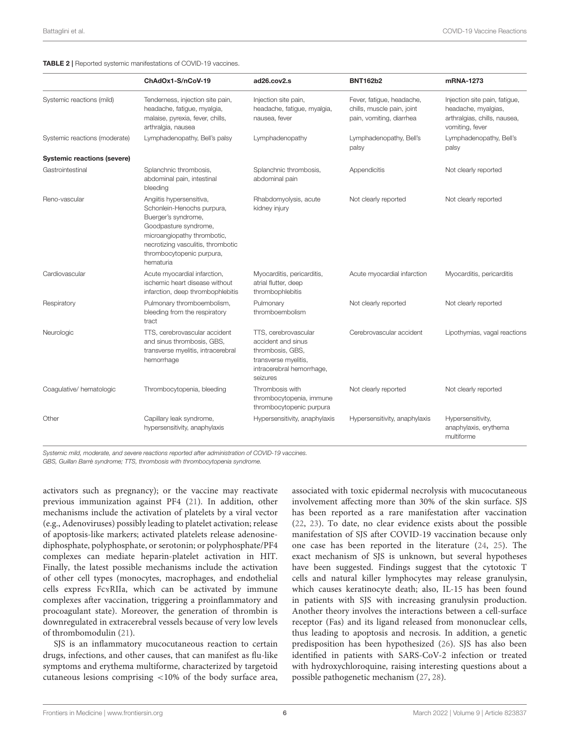**TABLE 2 |** Reported systemic manifestations of COVID-19 vaccines.

| | ChAdOx1-S/nCoV-19 | ad26.cov2.s | BNT162b2 | mRNA-1273 |
|---|---|---|---|---|
| Systemic reactions (mild) | Tenderness, injection site pain, headache, fatigue, myalgia, malaise, pyrexia, fever, chills, arthralgia, nausea | Injection site pain, headache, fatigue, myalgia, nausea, fever | Fever, fatigue, headache, chills, muscle pain, joint pain, vomiting, diarrhea | Injection site pain, fatigue, headache, myalgias, arthralgias, chills, nausea, vomiting, fever |
| Systemic reactions (moderate) | Lymphadenopathy, Bell's palsy | Lymphadenopathy | Lymphadenopathy, Bell's palsy | Lymphadenopathy, Bell's palsy |
| **Systemic reactions (severe)** | | | | |
| Gastrointestinal | Splanchnic thrombosis, abdominal pain, intestinal bleeding | Splanchnic thrombosis, abdominal pain | Appendicitis | Not clearly reported |
| Reno-vascular | Angiitis hypersensitiva, Schonlein-Henochs purpura, Buerger's syndrome, Goodpasture syndrome, microangiopathy thrombotic, necrotizing vasculitis, thrombotic thrombocytopenic purpura, hematuria | Rhabdomyolysis, acute kidney injury | Not clearly reported | Not clearly reported |
| Cardiovascular | Acute myocardial infarction, ischemic heart disease without infarction, deep thrombophlebitis | Myocarditis, pericarditis, atrial flutter, deep thrombophlebitis | Acute myocardial infarction | Myocarditis, pericarditis |
| Respiratory | Pulmonary thromboembolism, bleeding from the respiratory tract | Pulmonary thromboembolism | Not clearly reported | Not clearly reported |
| Neurologic | TTS, cerebrovascular accident and sinus thrombosis, GBS, transverse myelitis, intracerebral hemorrhage | TTS, cerebrovascular accident and sinus thrombosis, GBS, transverse myelitis, intracerebral hemorrhage, seizures | Cerebrovascular accident | Lipothymias, vagal reactions |
| Coagulative/ hematologic | Thrombocytopenia, bleeding | Thrombosis with thrombocytopenia, immune thrombocytopenic purpura | Not clearly reported | Not clearly reported |
| Other | Capillary leak syndrome, hypersensitivity, anaphylaxis | Hypersensitivity, anaphylaxis | Hypersensitivity, anaphylaxis | Hypersensitivity, anaphylaxis, erythema multiforme |

*Systemic mild, moderate, and severe reactions reported after administration of COVID-19 vaccines.*
*GBS, Guillan Barrè syndrome; TTS, thrombosis with thrombocytopenia syndrome.*

activators such as pregnancy); or the vaccine may reactivate previous immunization against PF4 (21). In addition, other mechanisms include the activation of platelets by a viral vector (e.g., Adenoviruses) possibly leading to platelet activation; release of apoptosis-like markers; activated platelets release adenosine-diphosphate, polyphosphate, or serotonin; or polyphosphate/PF4 complexes can mediate heparin-platelet activation in HIT. Finally, the latest possible mechanisms include the activation of other cell types (monocytes, macrophages, and endothelial cells express FcγRIIa, which can be activated by immune complexes after vaccination, triggering a proinflammatory and procoagulant state). Moreover, the generation of thrombin is downregulated in extracerebral vessels because of very low levels of thrombomodulin (21).

SJS is an inflammatory mucocutaneous reaction to certain drugs, infections, and other causes, that can manifest as flu-like symptoms and erythema multiforme, characterized by targetoid cutaneous lesions comprising <10% of the body surface area, associated with toxic epidermal necrolysis with mucocutaneous involvement affecting more than 30% of the skin surface. SJS has been reported as a rare manifestation after vaccination (22, 23). To date, no clear evidence exists about the possible manifestation of SJS after COVID-19 vaccination because only one case has been reported in the literature (24, 25). The exact mechanism of SJS is unknown, but several hypotheses have been suggested. Findings suggest that the cytotoxic T cells and natural killer lymphocytes may release granulysin, which causes keratinocyte death; also, IL-15 has been found in patients with SJS with increasing granulysin production. Another theory involves the interactions between a cell-surface receptor (Fas) and its ligand released from mononuclear cells, thus leading to apoptosis and necrosis. In addition, a genetic predisposition has been hypothesized (26). SJS has also been identified in patients with SARS-CoV-2 infection or treated with hydroxychloroquine, raising interesting questions about a possible pathogenetic mechanism (27, 28).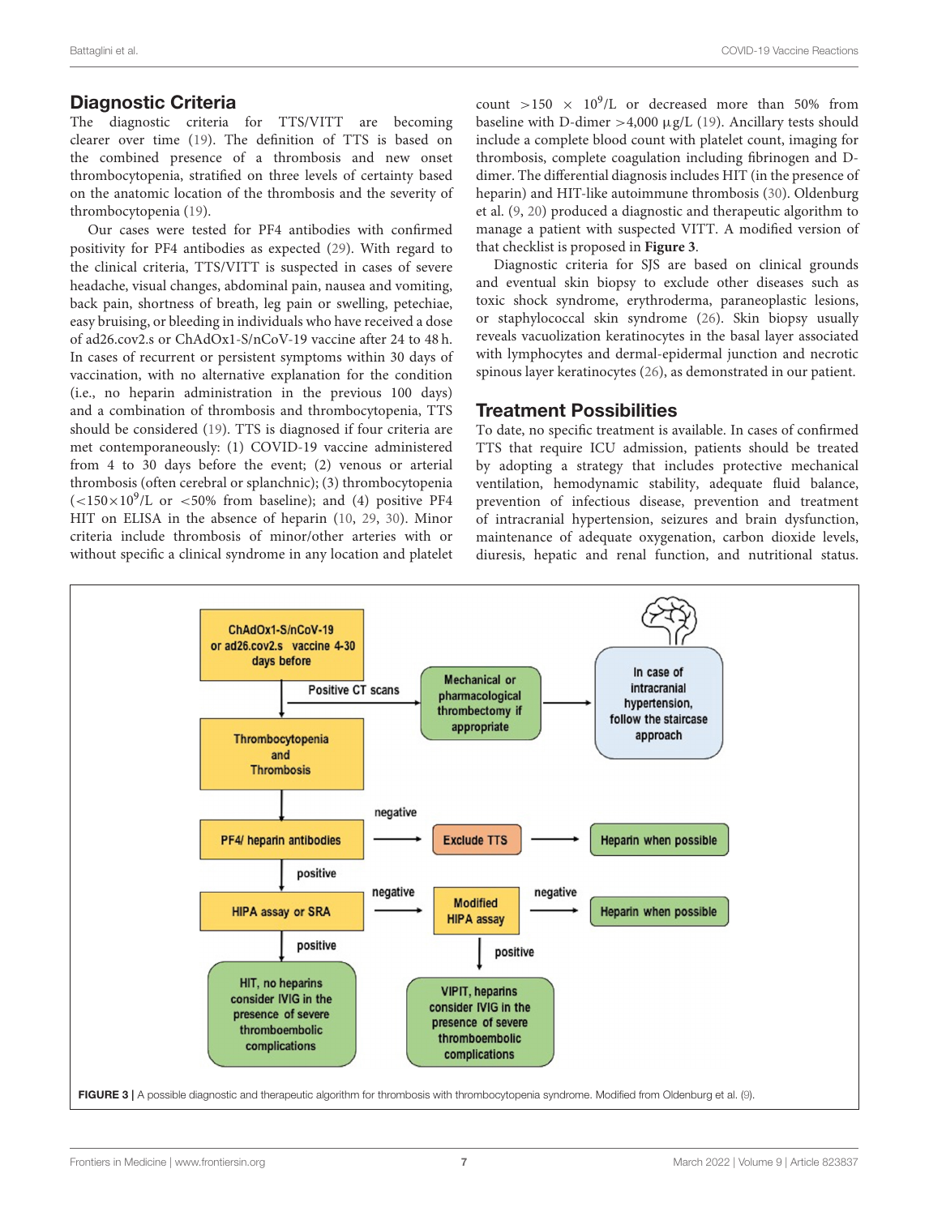## Diagnostic Criteria

The diagnostic criteria for TTS/VITT are becoming clearer over time (19). The definition of TTS is based on the combined presence of a thrombosis and new onset thrombocytopenia, stratified on three levels of certainty based on the anatomic location of the thrombosis and the severity of thrombocytopenia (19).

Our cases were tested for PF4 antibodies with confirmed positivity for PF4 antibodies as expected (29). With regard to the clinical criteria, TTS/VITT is suspected in cases of severe headache, visual changes, abdominal pain, nausea and vomiting, back pain, shortness of breath, leg pain or swelling, petechiae, easy bruising, or bleeding in individuals who have received a dose of ad26.cov2.s or ChAdOx1-S/nCoV-19 vaccine after 24 to 48 h. In cases of recurrent or persistent symptoms within 30 days of vaccination, with no alternative explanation for the condition (i.e., no heparin administration in the previous 100 days) and a combination of thrombosis and thrombocytopenia, TTS should be considered (19). TTS is diagnosed if four criteria are met contemporaneously: (1) COVID-19 vaccine administered from 4 to 30 days before the event; (2) venous or arterial thrombosis (often cerebral or splanchnic); (3) thrombocytopenia ($<150\times10^9$/L or <50% from baseline); and (4) positive PF4 HIT on ELISA in the absence of heparin (10, 29, 30). Minor criteria include thrombosis of minor/other arteries with or without specific a clinical syndrome in any location and platelet count $>150 \times 10^9$/L or decreased more than 50% from baseline with D-dimer >4,000 µg/L (19). Ancillary tests should include a complete blood count with platelet count, imaging for thrombosis, complete coagulation including fibrinogen and D-dimer. The differential diagnosis includes HIT (in the presence of heparin) and HIT-like autoimmune thrombosis (30). Oldenburg et al. (9, 20) produced a diagnostic and therapeutic algorithm to manage a patient with suspected VITT. A modified version of that checklist is proposed in **Figure 3**.

Diagnostic criteria for SJS are based on clinical grounds and eventual skin biopsy to exclude other diseases such as toxic shock syndrome, erythroderma, paraneoplastic lesions, or staphylococcal skin syndrome (26). Skin biopsy usually reveals vacuolization keratinocytes in the basal layer associated with lymphocytes and dermal-epidermal junction and necrotic spinous layer keratinocytes (26), as demonstrated in our patient.

## Treatment Possibilities

To date, no specific treatment is available. In cases of confirmed TTS that require ICU admission, patients should be treated by adopting a strategy that includes protective mechanical ventilation, hemodynamic stability, adequate fluid balance, prevention of infectious disease, prevention and treatment of intracranial hypertension, seizures and brain dysfunction, maintenance of adequate oxygenation, carbon dioxide levels, diuresis, hepatic and renal function, and nutritional status.

**FIGURE 3** | A possible diagnostic and therapeutic algorithm for thrombosis with thrombocytopenia syndrome. Modified from Oldenburg et al. (9).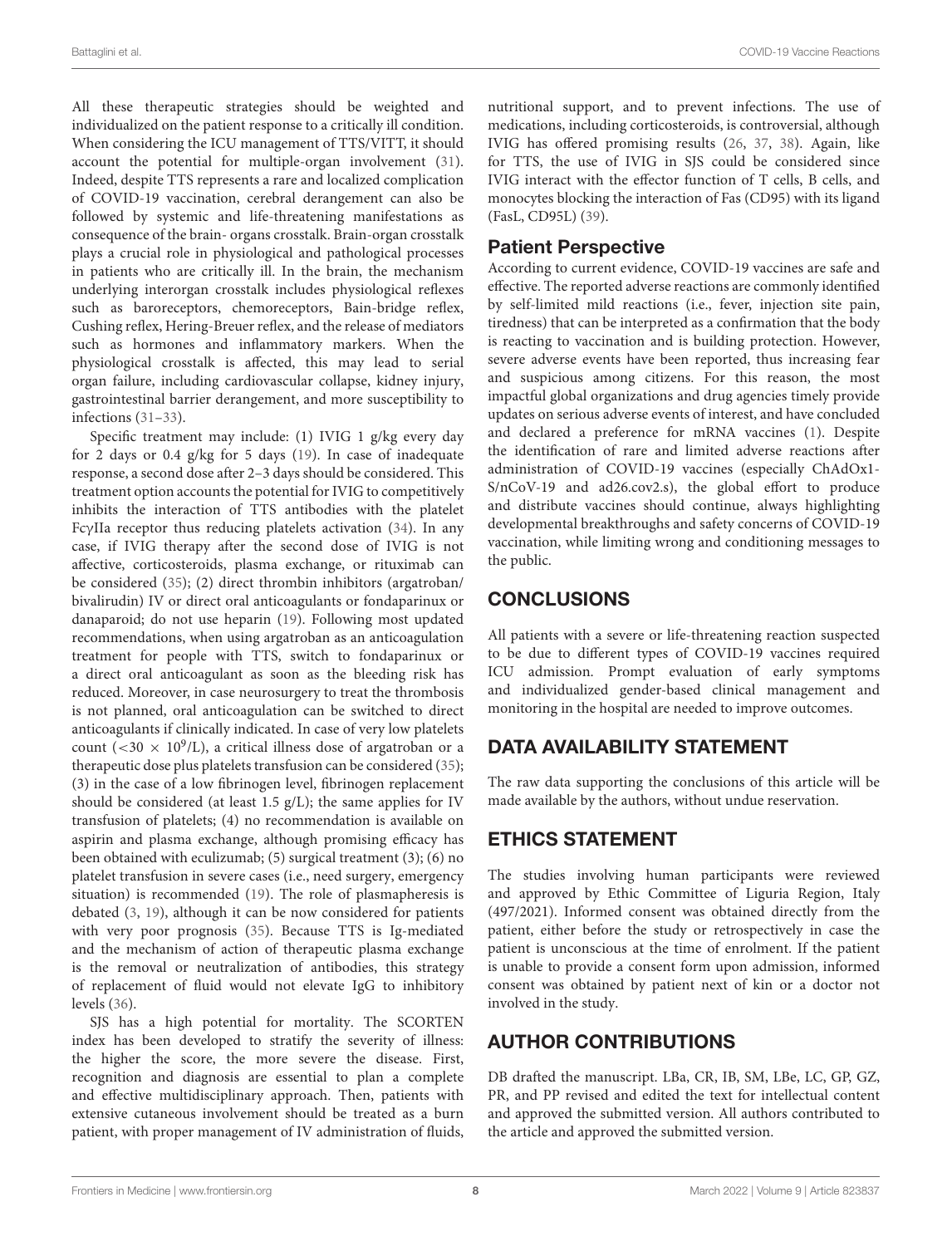All these therapeutic strategies should be weighted and individualized on the patient response to a critically ill condition. When considering the ICU management of TTS/VITT, it should account the potential for multiple-organ involvement (31). Indeed, despite TTS represents a rare and localized complication of COVID-19 vaccination, cerebral derangement can also be followed by systemic and life-threatening manifestations as consequence of the brain- organs crosstalk. Brain-organ crosstalk plays a crucial role in physiological and pathological processes in patients who are critically ill. In the brain, the mechanism underlying interorgan crosstalk includes physiological reflexes such as baroreceptors, chemoreceptors, Bain-bridge reflex, Cushing reflex, Hering-Breuer reflex, and the release of mediators such as hormones and inflammatory markers. When the physiological crosstalk is affected, this may lead to serial organ failure, including cardiovascular collapse, kidney injury, gastrointestinal barrier derangement, and more susceptibility to infections (31–33).

Specific treatment may include: (1) IVIG 1 g/kg every day for 2 days or 0.4 g/kg for 5 days (19). In case of inadequate response, a second dose after 2–3 days should be considered. This treatment option accounts the potential for IVIG to competitively inhibits the interaction of TTS antibodies with the platelet FcγIIa receptor thus reducing platelets activation (34). In any case, if IVIG therapy after the second dose of IVIG is not affective, corticosteroids, plasma exchange, or rituximab can be considered (35); (2) direct thrombin inhibitors (argatroban/ bivalirudin) IV or direct oral anticoagulants or fondaparinux or danaparoid; do not use heparin (19). Following most updated recommendations, when using argatroban as an anticoagulation treatment for people with TTS, switch to fondaparinux or a direct oral anticoagulant as soon as the bleeding risk has reduced. Moreover, in case neurosurgery to treat the thrombosis is not planned, oral anticoagulation can be switched to direct anticoagulants if clinically indicated. In case of very low platelets count ($<30 \times 10^9$/L), a critical illness dose of argatroban or a therapeutic dose plus platelets transfusion can be considered (35); (3) in the case of a low fibrinogen level, fibrinogen replacement should be considered (at least 1.5 g/L); the same applies for IV transfusion of platelets; (4) no recommendation is available on aspirin and plasma exchange, although promising efficacy has been obtained with eculizumab; (5) surgical treatment (3); (6) no platelet transfusion in severe cases (i.e., need surgery, emergency situation) is recommended (19). The role of plasmapheresis is debated (3, 19), although it can be now considered for patients with very poor prognosis (35). Because TTS is Ig-mediated and the mechanism of action of therapeutic plasma exchange is the removal or neutralization of antibodies, this strategy of replacement of fluid would not elevate IgG to inhibitory levels (36).

SJS has a high potential for mortality. The SCORTEN index has been developed to stratify the severity of illness: the higher the score, the more severe the disease. First, recognition and diagnosis are essential to plan a complete and effective multidisciplinary approach. Then, patients with extensive cutaneous involvement should be treated as a burn patient, with proper management of IV administration of fluids, nutritional support, and to prevent infections. The use of medications, including corticosteroids, is controversial, although IVIG has offered promising results (26, 37, 38). Again, like for TTS, the use of IVIG in SJS could be considered since IVIG interact with the effector function of T cells, B cells, and monocytes blocking the interaction of Fas (CD95) with its ligand (FasL, CD95L) (39).

## Patient Perspective

According to current evidence, COVID-19 vaccines are safe and effective. The reported adverse reactions are commonly identified by self-limited mild reactions (i.e., fever, injection site pain, tiredness) that can be interpreted as a confirmation that the body is reacting to vaccination and is building protection. However, severe adverse events have been reported, thus increasing fear and suspicious among citizens. For this reason, the most impactful global organizations and drug agencies timely provide updates on serious adverse events of interest, and have concluded and declared a preference for mRNA vaccines (1). Despite the identification of rare and limited adverse reactions after administration of COVID-19 vaccines (especially ChAdOx1-S/nCoV-19 and ad26.cov2.s), the global effort to produce and distribute vaccines should continue, always highlighting developmental breakthroughs and safety concerns of COVID-19 vaccination, while limiting wrong and conditioning messages to the public.

## CONCLUSIONS

All patients with a severe or life-threatening reaction suspected to be due to different types of COVID-19 vaccines required ICU admission. Prompt evaluation of early symptoms and individualized gender-based clinical management and monitoring in the hospital are needed to improve outcomes.

## DATA AVAILABILITY STATEMENT

The raw data supporting the conclusions of this article will be made available by the authors, without undue reservation.

## ETHICS STATEMENT

The studies involving human participants were reviewed and approved by Ethic Committee of Liguria Region, Italy (497/2021). Informed consent was obtained directly from the patient, either before the study or retrospectively in case the patient is unconscious at the time of enrolment. If the patient is unable to provide a consent form upon admission, informed consent was obtained by patient next of kin or a doctor not involved in the study.

## AUTHOR CONTRIBUTIONS

DB drafted the manuscript. LBa, CR, IB, SM, LBe, LC, GP, GZ, PR, and PP revised and edited the text for intellectual content and approved the submitted version. All authors contributed to the article and approved the submitted version.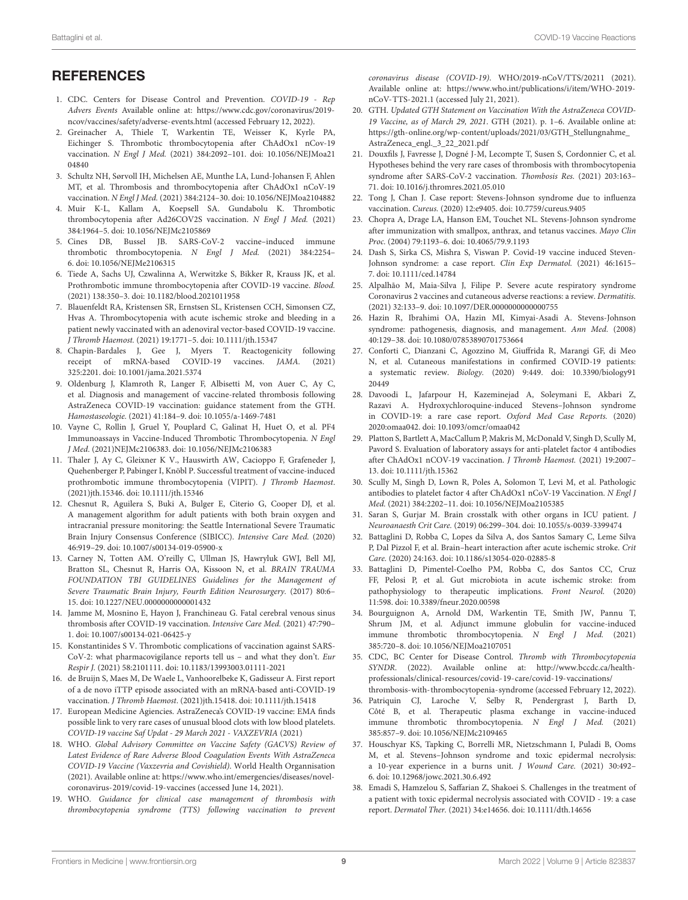## REFERENCES

1. CDC. Centers for Disease Control and Prevention. *COVID-19 - Rep Advers Events* Available online at: https://www.cdc.gov/coronavirus/2019-ncov/vaccines/safety/adverse-events.html (accessed February 12, 2022).
2. Greinacher A, Thiele T, Warkentin TE, Weisser K, Kyrle PA, Eichinger S. Thrombotic thrombocytopenia after ChAdOx1 nCov-19 vaccination. *N Engl J Med.* (2021) 384:2092–101. doi: 10.1056/NEJMoa2104840
3. Schultz NH, Sørvoll IH, Michelsen AE, Munthe LA, Lund-Johansen F, Ahlen MT, et al. Thrombosis and thrombocytopenia after ChAdOx1 nCoV-19 vaccination. *N Engl J Med.* (2021) 384:2124–30. doi: 10.1056/NEJMoa2104882
4. Muir K-L, Kallam A, Koepsell SA. Gundabolu K. Thrombotic thrombocytopenia after Ad26COV2S vaccination. *N Engl J Med.* (2021) 384:1964–5. doi: 10.1056/NEJMc2105869
5. Cines DB, Bussel JB. SARS-CoV-2 vaccine–induced immune thrombotic thrombocytopenia. *N Engl J Med.* (2021) 384:2254–6. doi: 10.1056/NEJMe2106315
6. Tiede A, Sachs UJ, Czwalinna A, Werwitzke S, Bikker R, Krauss JK, et al. Prothrombotic immune thrombocytopenia after COVID-19 vaccine. *Blood.* (2021) 138:350–3. doi: 10.1182/blood.2021011958
7. Blauenfeldt RA, Kristensen SR, Ernstsen SL, Kristensen CCH, Simonsen CZ, Hvas A. Thrombocytopenia with acute ischemic stroke and bleeding in a patient newly vaccinated with an adenoviral vector-based COVID-19 vaccine. *J Thromb Haemost.* (2021) 19:1771–5. doi: 10.1111/jth.15347
8. Chapin-Bardales J, Gee J, Myers T. Reactogenicity following receipt of mRNA-based COVID-19 vaccines. *JAMA.* (2021) 325:2201. doi: 10.1001/jama.2021.5374
9. Oldenburg J, Klamroth R, Langer F, Albisetti M, von Auer C, Ay C, et al. Diagnosis and management of vaccine-related thrombosis following AstraZeneca COVID-19 vaccination: guidance statement from the GTH. *Hamostaseologie.* (2021) 41:184–9. doi: 10.1055/a-1469-7481
10. Vayne C, Rollin J, Gruel Y, Pouplard C, Galinat H, Huet O, et al. PF4 Immunoassays in Vaccine-Induced Thrombotic Thrombocytopenia. *N Engl J Med.* (2021)NEJMc2106383. doi: 10.1056/NEJMc2106383
11. Thaler J, Ay C, Gleixner K V., Hauswirth AW, Cacioppo F, Grafeneder J, Quehenberger P, Pabinger I, Knöbl P. Successful treatment of vaccine-induced prothrombotic immune thrombocytopenia (VIPIT). *J Thromb Haemost.* (2021)jth.15346. doi: 10.1111/jth.15346
12. Chesnut R, Aguilera S, Buki A, Bulger E, Citerio G, Cooper DJ, et al. A management algorithm for adult patients with both brain oxygen and intracranial pressure monitoring: the Seattle International Severe Traumatic Brain Injury Consensus Conference (SIBICC). *Intensive Care Med.* (2020) 46:919–29. doi: 10.1007/s00134-019-05900-x
13. Carney N, Totten AM. O'reilly C, Ullman JS, Hawryluk GWJ, Bell MJ, Bratton SL, Chesnut R, Harris OA, Kissoon N, et al. *BRAIN TRAUMA FOUNDATION TBI GUIDELINES Guidelines for the Management of Severe Traumatic Brain Injury, Fourth Edition Neurosurgery.* (2017) 80:6–15. doi: 10.1227/NEU.0000000000001432
14. Jamme M, Mosnino E, Hayon J, Franchineau G. Fatal cerebral venous sinus thrombosis after COVID-19 vaccination. *Intensive Care Med.* (2021) 47:790–1. doi: 10.1007/s00134-021-06425-y
15. Konstantinides S V. Thrombotic complications of vaccination against SARS-CoV-2: what pharmacovigilance reports tell us – and what they don't. *Eur Respir J.* (2021) 58:2101111. doi: 10.1183/13993003.01111-2021
16. de Bruijn S, Maes M, De Waele L, Vanhoorelbeke K, Gadisseur A. First report of a de novo iTTP episode associated with an mRNA-based anti-COVID-19 vaccination. *J Thromb Haemost.* (2021)jth.15418. doi: 10.1111/jth.15418
17. European Medicine Agiencies. AstraZeneca's COVID-19 vaccine: EMA finds possible link to very rare cases of unusual blood clots with low blood platelets. *COVID-19 vaccine Saf Updat - 29 March 2021 - VAXZEVRIA* (2021)
18. WHO. *Global Advisory Committee on Vaccine Safety (GACVS) Review of Latest Evidence of Rare Adverse Blood Coagulation Events With AstraZeneca COVID-19 Vaccine (Vaxzevria and Covishield).* World Health Organnisation (2021). Available online at: https://www.who.int/emergencies/diseases/novel-coronavirus-2019/covid-19-vaccines (accessed June 14, 2021).
19. WHO. *Guidance for clinical case management of thrombosis with thrombocytopenia syndrome (TTS) following vaccination to prevent coronavirus disease (COVID-19).* WHO/2019-nCoV/TTS/20211 (2021). Available online at: https://www.who.int/publications/i/item/WHO-2019-nCoV-TTS-2021.1 (accessed July 21, 2021).
20. GTH. *Updated GTH Statement on Vaccination With the AstraZeneca COVID-19 Vaccine, as of March 29, 2021.* GTH (2021). p. 1–6. Available online at: https://gth-online.org/wp-content/uploads/2021/03/GTH_Stellungnahme_AstraZeneca_engl._3_22_2021.pdf
21. Douxfils J, Favresse J, Dogné J-M, Lecompte T, Susen S, Cordonnier C, et al. Hypotheses behind the very rare cases of thrombosis with thrombocytopenia syndrome after SARS-CoV-2 vaccination. *Thombosis Res.* (2021) 203:163–71. doi: 10.1016/j.thromres.2021.05.010
22. Tong J, Chan J. Case report: Stevens-Johnson syndrome due to influenza vaccination. *Cureus.* (2020) 12:e9405. doi: 10.7759/cureus.9405
23. Chopra A, Drage LA, Hanson EM, Touchet NL. Stevens-Johnson syndrome after immunization with smallpox, anthrax, and tetanus vaccines. *Mayo Clin Proc.* (2004) 79:1193–6. doi: 10.4065/79.9.1193
24. Dash S, Sirka CS, Mishra S, Viswan P. Covid-19 vaccine induced Steven-Johnson syndrome: a case report. *Clin Exp Dermatol.* (2021) 46:1615–7. doi: 10.1111/ced.14784
25. Alpalhão M, Maia-Silva J, Filipe P. Severe acute respiratory syndrome Coronavirus 2 vaccines and cutaneous adverse reactions: a review. *Dermatitis.* (2021) 32:133–9. doi: 10.1097/DER.0000000000000755
26. Hazin R, Ibrahimi OA, Hazin MI, Kimyai-Asadi A. Stevens-Johnson syndrome: pathogenesis, diagnosis, and management. *Ann Med.* (2008) 40:129–38. doi: 10.1080/07853890701753664
27. Conforti C, Dianzani C, Agozzino M, Giuffrida R, Marangi GF, di Meo N, et al. Cutaneous manifestations in confirmed COVID-19 patients: a systematic review. *Biology.* (2020) 9:449. doi: 10.3390/biology9120449
28. Davoodi L, Jafarpour H, Kazeminejad A, Soleymani E, Akbari Z, Razavi A. Hydroxychloroquine-induced Stevens–Johnson syndrome in COVID-19: a rare case report. *Oxford Med Case Reports.* (2020) 2020:omaa042. doi: 10.1093/omcr/omaa042
29. Platton S, Bartlett A, MacCallum P, Makris M, McDonald V, Singh D, Scully M, Pavord S. Evaluation of laboratory assays for anti-platelet factor 4 antibodies after ChAdOx1 nCOV-19 vaccination. *J Thromb Haemost.* (2021) 19:2007–13. doi: 10.1111/jth.15362
30. Scully M, Singh D, Lown R, Poles A, Solomon T, Levi M, et al. Pathologic antibodies to platelet factor 4 after ChAdOx1 nCoV-19 Vaccination. *N Engl J Med.* (2021) 384:2202–11. doi: 10.1056/NEJMoa2105385
31. Saran S, Gurjar M. Brain crosstalk with other organs in ICU patient. *J Neuroanaesth Crit Care.* (2019) 06:299–304. doi: 10.1055/s-0039-3399474
32. Battaglini D, Robba C, Lopes da Silva A, dos Santos Samary C, Leme Silva P, Dal Pizzol F, et al. Brain–heart interaction after acute ischemic stroke. *Crit Care.* (2020) 24:163. doi: 10.1186/s13054-020-02885-8
33. Battaglini D, Pimentel-Coelho PM, Robba C, dos Santos CC, Cruz FF, Pelosi P, et al. Gut microbiota in acute ischemic stroke: from pathophysiology to therapeutic implications. *Front Neurol.* (2020) 11:598. doi: 10.3389/fneur.2020.00598
34. Bourguignon A, Arnold DM, Warkentin TE, Smith JW, Pannu T, Shrum JM, et al. Adjunct immune globulin for vaccine-induced immune thrombotic thrombocytopenia. *N Engl J Med.* (2021) 385:720–8. doi: 10.1056/NEJMoa2107051
35. CDC, BC Center for Disease Control. *Thromb with Thrombocytopenia SYNDR.* (2022). Available online at: http://www.bccdc.ca/health-professionals/clinical-resources/covid-19-care/covid-19-vaccinations/thrombosis-with-thrombocytopenia-syndrome (accessed February 12, 2022).
36. Patriquin CJ, Laroche V, Selby R, Pendergrast J, Barth D, Côté B, et al. Therapeutic plasma exchange in vaccine-induced immune thrombotic thrombocytopenia. *N Engl J Med.* (2021) 385:857–9. doi: 10.1056/NEJMc2109465
37. Houschyar KS, Tapking C, Borrelli MR, Nietzschmann I, Puladi B, Ooms M, et al. Stevens–Johnson syndrome and toxic epidermal necrolysis: a 10-year experience in a burns unit. *J Wound Care.* (2021) 30:492–6. doi: 10.12968/jowc.2021.30.6.492
38. Emadi S, Hamzelou S, Saffarian Z, Shakoei S. Challenges in the treatment of a patient with toxic epidermal necrolysis associated with COVID - 19: a case report. *Dermatol Ther.* (2021) 34:e14656. doi: 10.1111/dth.14656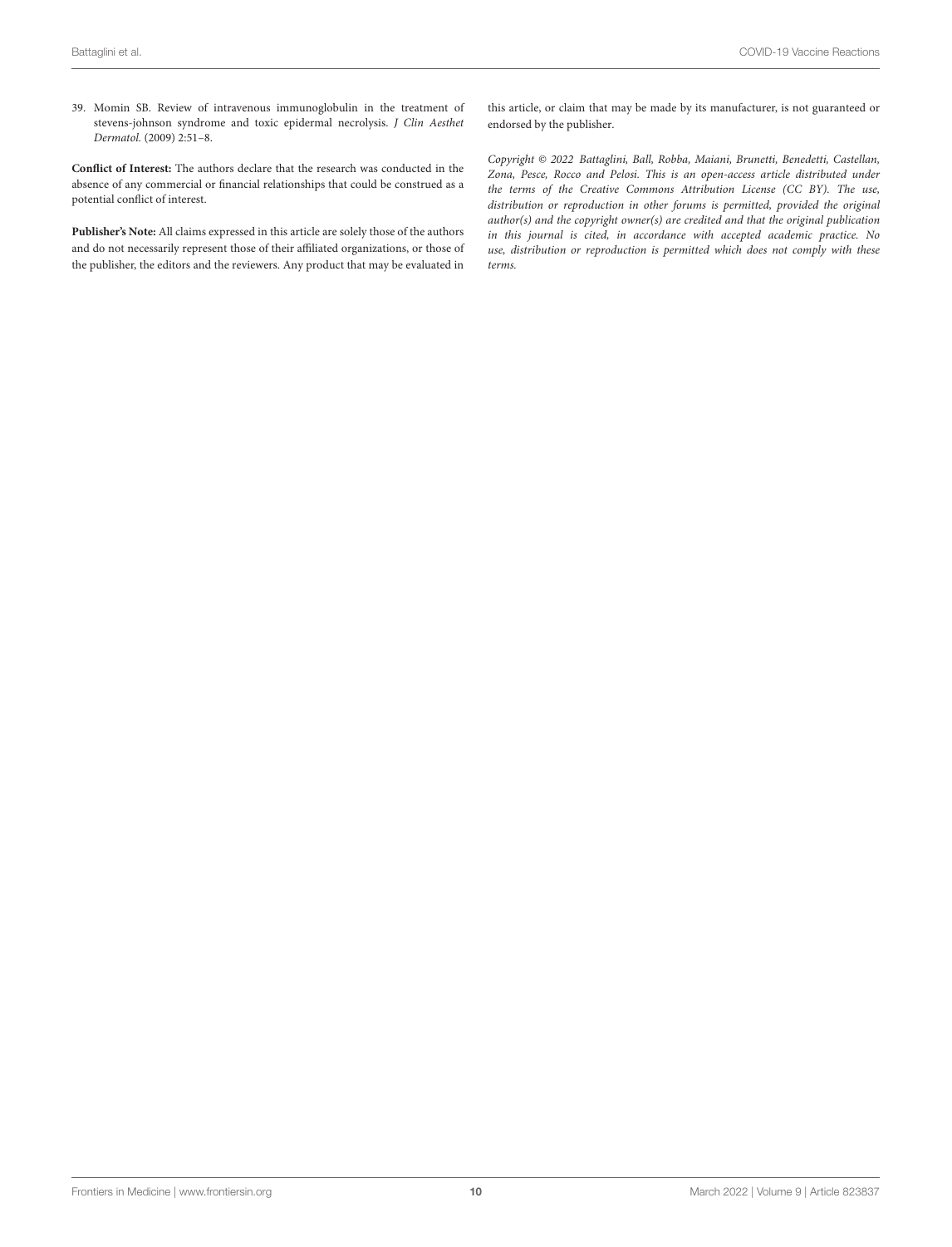39. Momin SB. Review of intravenous immunoglobulin in the treatment of stevens-johnson syndrome and toxic epidermal necrolysis. *J Clin Aesthet Dermatol.* (2009) 2:51–8.

**Conflict of Interest:** The authors declare that the research was conducted in the absence of any commercial or financial relationships that could be construed as a potential conflict of interest.

**Publisher's Note:** All claims expressed in this article are solely those of the authors and do not necessarily represent those of their affiliated organizations, or those of the publisher, the editors and the reviewers. Any product that may be evaluated in this article, or claim that may be made by its manufacturer, is not guaranteed or endorsed by the publisher.

*Copyright © 2022 Battaglini, Ball, Robba, Maiani, Brunetti, Benedetti, Castellan, Zona, Pesce, Rocco and Pelosi. This is an open-access article distributed under the terms of the Creative Commons Attribution License (CC BY). The use, distribution or reproduction in other forums is permitted, provided the original author(s) and the copyright owner(s) are credited and that the original publication in this journal is cited, in accordance with accepted academic practice. No use, distribution or reproduction is permitted which does not comply with these terms.*